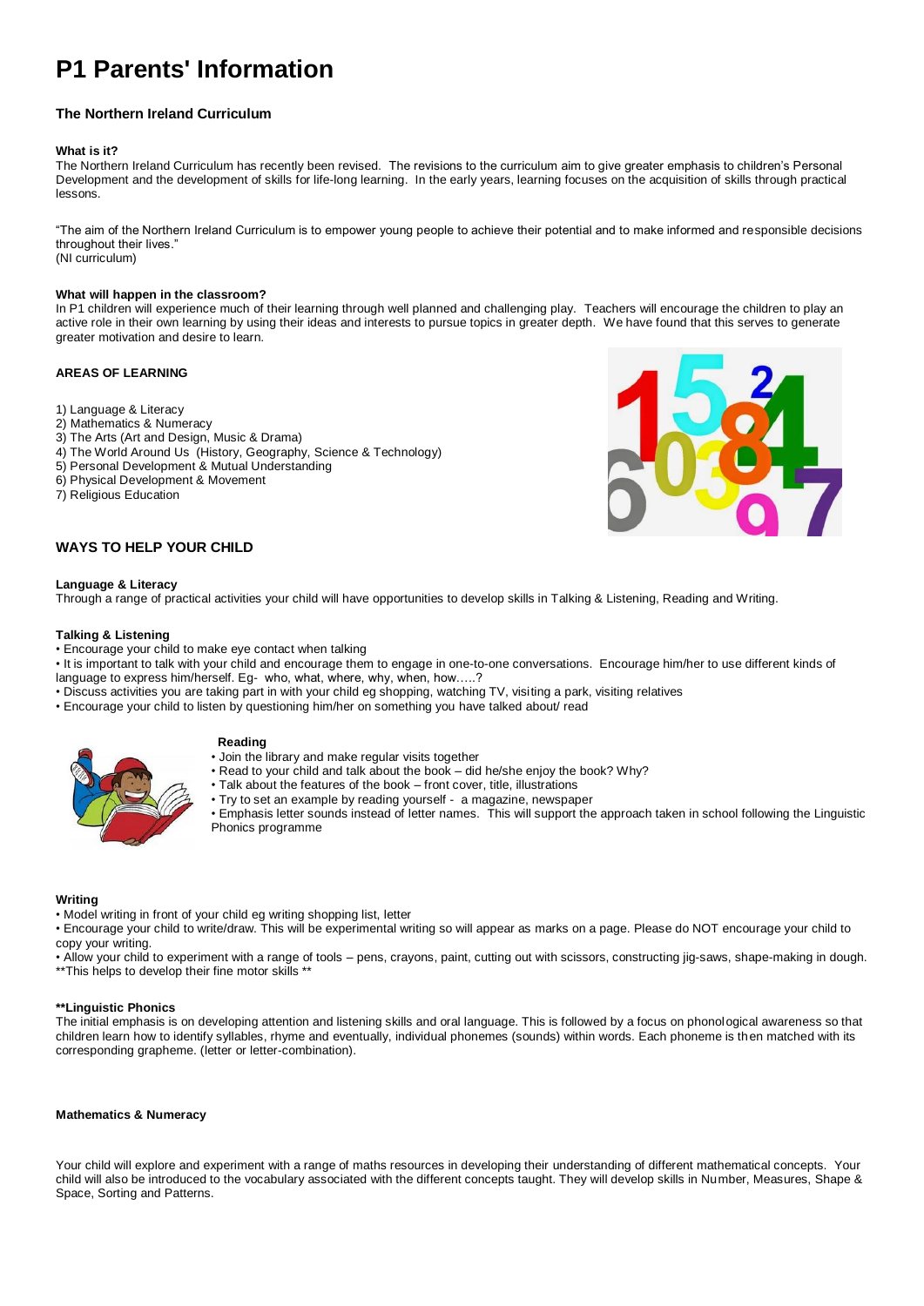# P1 Parents' Information

## The Northern Ireland Curriculum

### What is it?

The Northern Ireland Curriculum has recently been revised. The revisions to the curriculum aim to give greater emphasis to children's Personal Development and the development of skills for life-long learning. In the early years, learning focuses on the acquisition of skills through practical lessons.

"The aim of the Northern Ireland Curriculum is to empower young people to achieve their potential and to make informed and responsible decisions throughout their lives."
(NI curriculum)

### What will happen in the classroom?

In P1 children will experience much of their learning through well planned and challenging play. Teachers will encourage the children to play an active role in their own learning by using their ideas and interests to pursue topics in greater depth. We have found that this serves to generate greater motivation and desire to learn.

### AREAS OF LEARNING

1) Language & Literacy
2) Mathematics & Numeracy
3) The Arts (Art and Design, Music & Drama)
4) The World Around Us (History, Geography, Science & Technology)
5) Personal Development & Mutual Understanding
6) Physical Development & Movement
7) Religious Education

## WAYS TO HELP YOUR CHILD

### Language & Literacy

Through a range of practical activities your child will have opportunities to develop skills in Talking & Listening, Reading and Writing.

### Talking & Listening

- Encourage your child to make eye contact when talking
- It is important to talk with your child and encourage them to engage in one-to-one conversations. Encourage him/her to use different kinds of language to express him/herself. Eg- who, what, where, why, when, how…..?
- Discuss activities you are taking part in with your child eg shopping, watching TV, visiting a park, visiting relatives
- Encourage your child to listen by questioning him/her on something you have talked about/ read

### Reading

- Join the library and make regular visits together
- Read to your child and talk about the book – did he/she enjoy the book? Why?
- Talk about the features of the book – front cover, title, illustrations
- Try to set an example by reading yourself - a magazine, newspaper
- Emphasis letter sounds instead of letter names. This will support the approach taken in school following the Linguistic Phonics programme

### Writing

- Model writing in front of your child eg writing shopping list, letter
- Encourage your child to write/draw. This will be experimental writing so will appear as marks on a page. Please do NOT encourage your child to copy your writing.
- Allow your child to experiment with a range of tools – pens, crayons, paint, cutting out with scissors, constructing jig-saws, shape-making in dough.

**This helps to develop their fine motor skills **

### **Linguistic Phonics

The initial emphasis is on developing attention and listening skills and oral language. This is followed by a focus on phonological awareness so that children learn how to identify syllables, rhyme and eventually, individual phonemes (sounds) within words. Each phoneme is then matched with its corresponding grapheme. (letter or letter-combination).

### Mathematics & Numeracy

Your child will explore and experiment with a range of maths resources in developing their understanding of different mathematical concepts. Your child will also be introduced to the vocabulary associated with the different concepts taught. They will develop skills in Number, Measures, Shape & Space, Sorting and Patterns.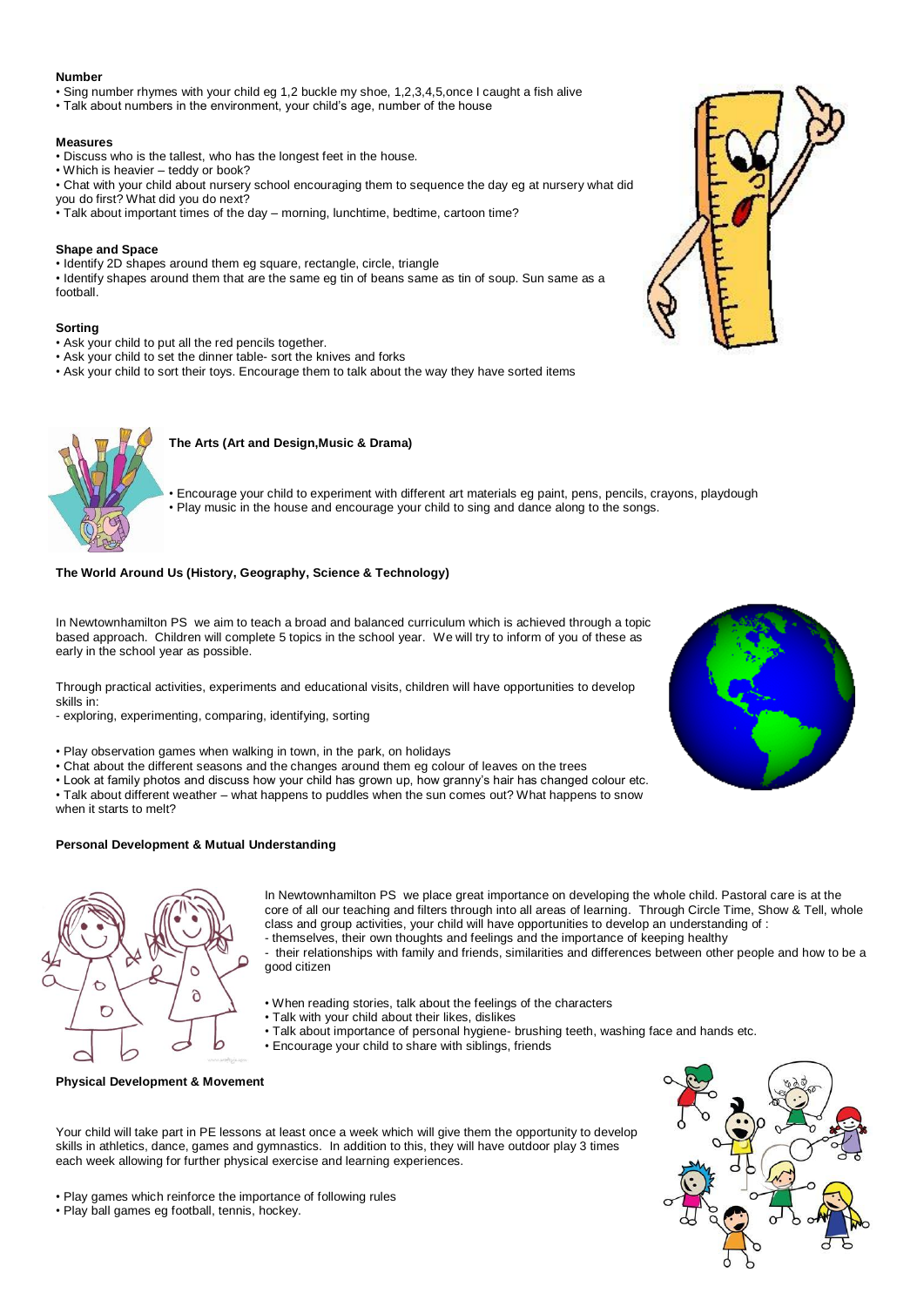### Number

- Sing number rhymes with your child eg 1,2 buckle my shoe, 1,2,3,4,5,once I caught a fish alive
- Talk about numbers in the environment, your child's age, number of the house

### Measures

- Discuss who is the tallest, who has the longest feet in the house.
- Which is heavier – teddy or book?
- Chat with your child about nursery school encouraging them to sequence the day eg at nursery what did you do first? What did you do next?
- Talk about important times of the day – morning, lunchtime, bedtime, cartoon time?

### Shape and Space

- Identify 2D shapes around them eg square, rectangle, circle, triangle
- Identify shapes around them that are the same eg tin of beans same as tin of soup. Sun same as a football.

### Sorting

- Ask your child to put all the red pencils together.
- Ask your child to set the dinner table- sort the knives and forks
- Ask your child to sort their toys. Encourage them to talk about the way they have sorted items

## The Arts (Art and Design,Music & Drama)

- Encourage your child to experiment with different art materials eg paint, pens, pencils, crayons, playdough
- Play music in the house and encourage your child to sing and dance along to the songs.

## The World Around Us (History, Geography, Science & Technology)

In Newtownhamilton PS we aim to teach a broad and balanced curriculum which is achieved through a topic based approach. Children will complete 5 topics in the school year. We will try to inform of you of these as early in the school year as possible.

Through practical activities, experiments and educational visits, children will have opportunities to develop skills in:
- exploring, experimenting, comparing, identifying, sorting

- Play observation games when walking in town, in the park, on holidays
- Chat about the different seasons and the changes around them eg colour of leaves on the trees
- Look at family photos and discuss how your child has grown up, how granny's hair has changed colour etc.
- Talk about different weather – what happens to puddles when the sun comes out? What happens to snow when it starts to melt?

## Personal Development & Mutual Understanding

In Newtownhamilton PS we place great importance on developing the whole child. Pastoral care is at the core of all our teaching and filters through into all areas of learning. Through Circle Time, Show & Tell, whole class and group activities, your child will have opportunities to develop an understanding of :
- themselves, their own thoughts and feelings and the importance of keeping healthy
- their relationships with family and friends, similarities and differences between other people and how to be a good citizen

- When reading stories, talk about the feelings of the characters
- Talk with your child about their likes, dislikes
- Talk about importance of personal hygiene- brushing teeth, washing face and hands etc.
- Encourage your child to share with siblings, friends

## Physical Development & Movement

Your child will take part in PE lessons at least once a week which will give them the opportunity to develop skills in athletics, dance, games and gymnastics. In addition to this, they will have outdoor play 3 times each week allowing for further physical exercise and learning experiences.

- Play games which reinforce the importance of following rules
- Play ball games eg football, tennis, hockey.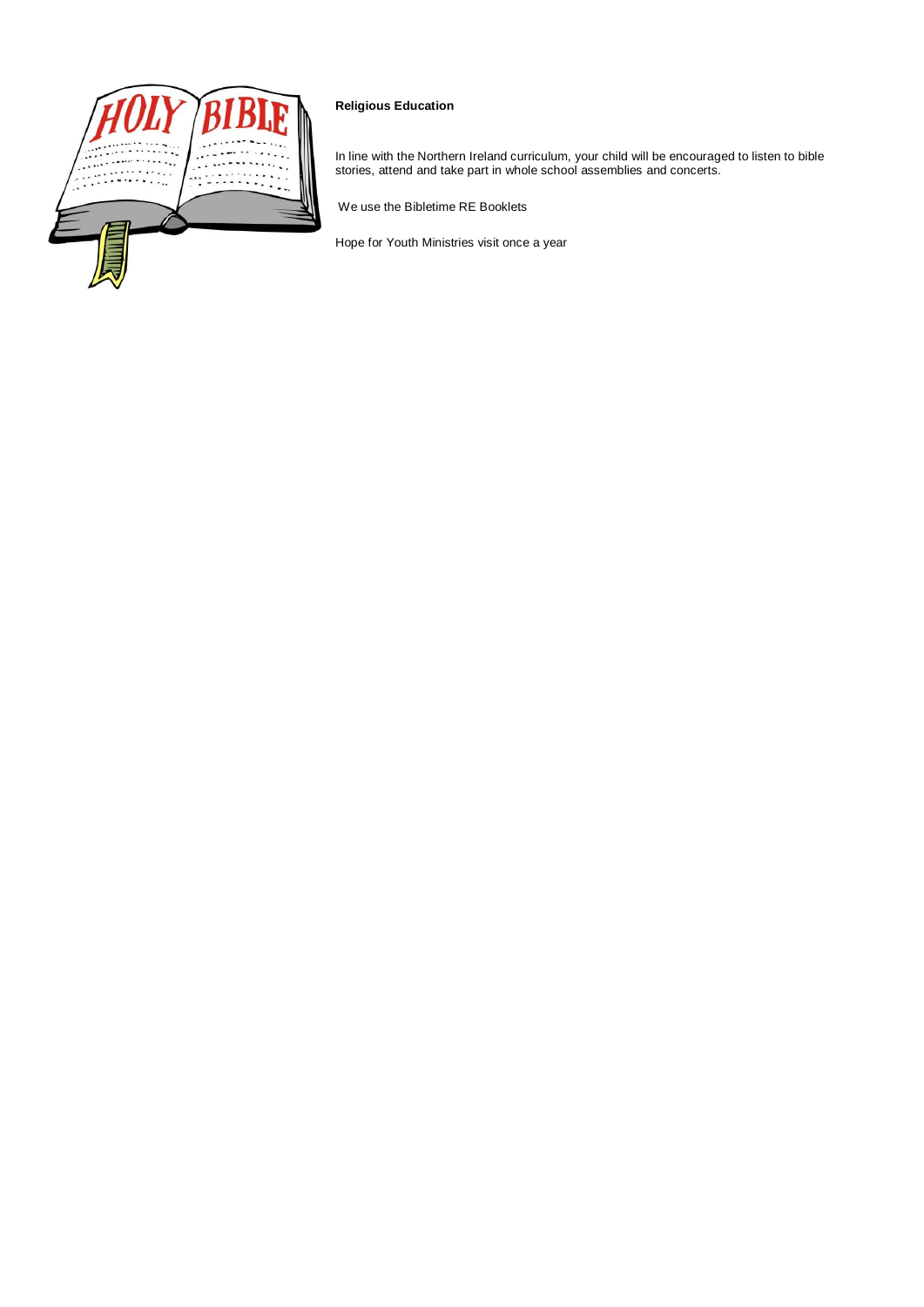**Religious Education**

In line with the Northern Ireland curriculum, your child will be encouraged to listen to bible stories, attend and take part in whole school assemblies and concerts.

We use the Bibletime RE Booklets

Hope for Youth Ministries visit once a year